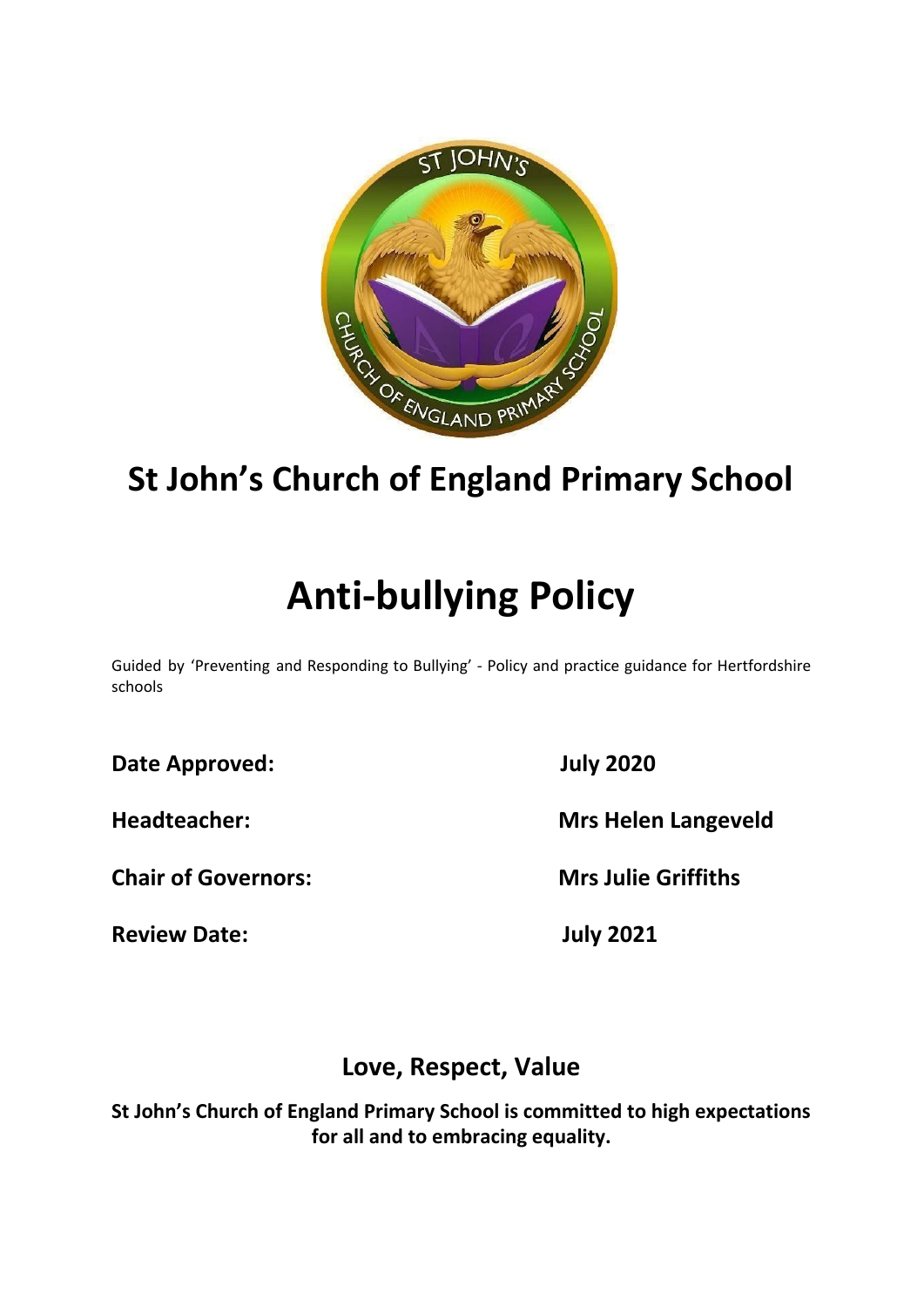# St John's Church of England Primary School

# Anti-bullying Policy

Guided by 'Preventing and Responding to Bullying' - Policy and practice guidance for Hertfordshire schools

| | |
|---|---|
| **Date Approved:** | **July 2020** |
| **Headteacher:** | **Mrs Helen Langeveld** |
| **Chair of Governors:** | **Mrs Julie Griffiths** |
| **Review Date:** | **July 2021** |

## Love, Respect, Value

**St John's Church of England Primary School is committed to high expectations for all and to embracing equality.**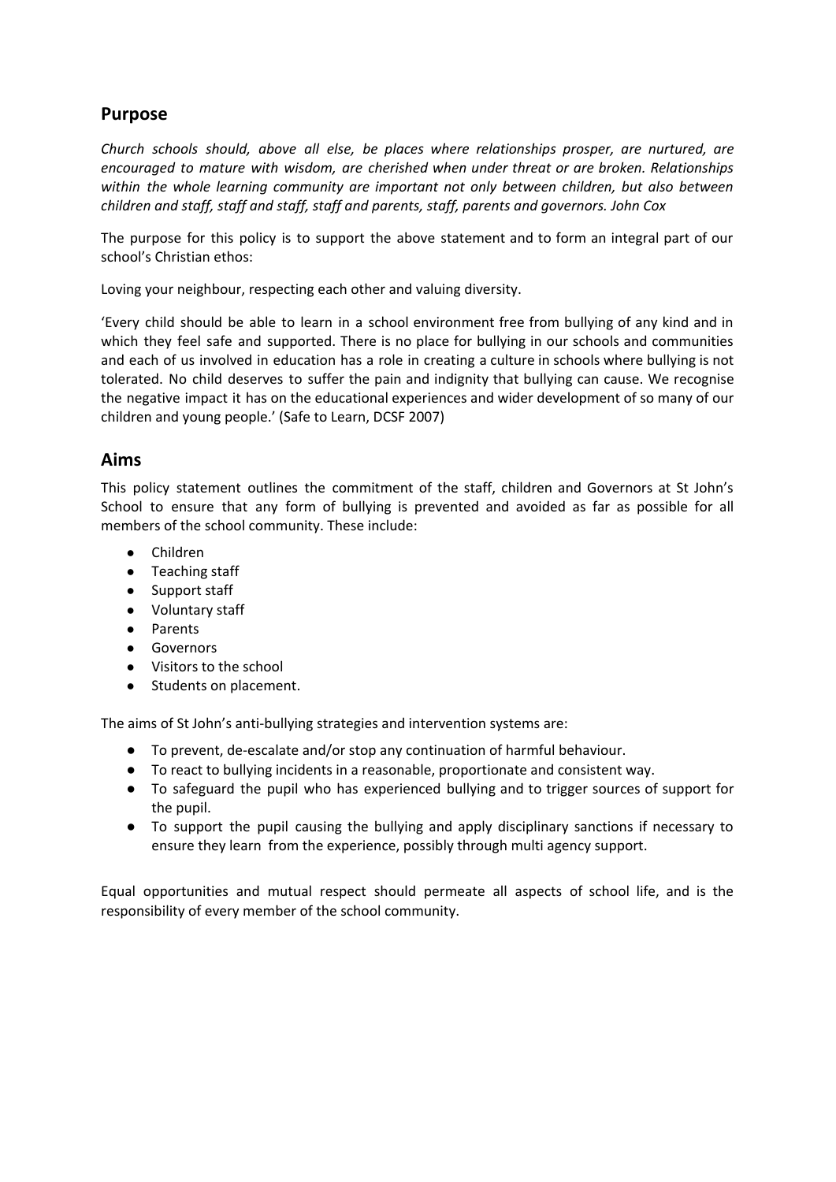## Purpose

*Church schools should, above all else, be places where relationships prosper, are nurtured, are encouraged to mature with wisdom, are cherished when under threat or are broken. Relationships within the whole learning community are important not only between children, but also between children and staff, staff and staff, staff and parents, staff, parents and governors. John Cox*

The purpose for this policy is to support the above statement and to form an integral part of our school's Christian ethos:

Loving your neighbour, respecting each other and valuing diversity.

'Every child should be able to learn in a school environment free from bullying of any kind and in which they feel safe and supported. There is no place for bullying in our schools and communities and each of us involved in education has a role in creating a culture in schools where bullying is not tolerated. No child deserves to suffer the pain and indignity that bullying can cause. We recognise the negative impact it has on the educational experiences and wider development of so many of our children and young people.' (Safe to Learn, DCSF 2007)

## Aims

This policy statement outlines the commitment of the staff, children and Governors at St John's School to ensure that any form of bullying is prevented and avoided as far as possible for all members of the school community. These include:

- Children
- Teaching staff
- Support staff
- Voluntary staff
- Parents
- Governors
- Visitors to the school
- Students on placement.

The aims of St John's anti-bullying strategies and intervention systems are:

- To prevent, de-escalate and/or stop any continuation of harmful behaviour.
- To react to bullying incidents in a reasonable, proportionate and consistent way.
- To safeguard the pupil who has experienced bullying and to trigger sources of support for the pupil.
- To support the pupil causing the bullying and apply disciplinary sanctions if necessary to ensure they learn from the experience, possibly through multi agency support.

Equal opportunities and mutual respect should permeate all aspects of school life, and is the responsibility of every member of the school community.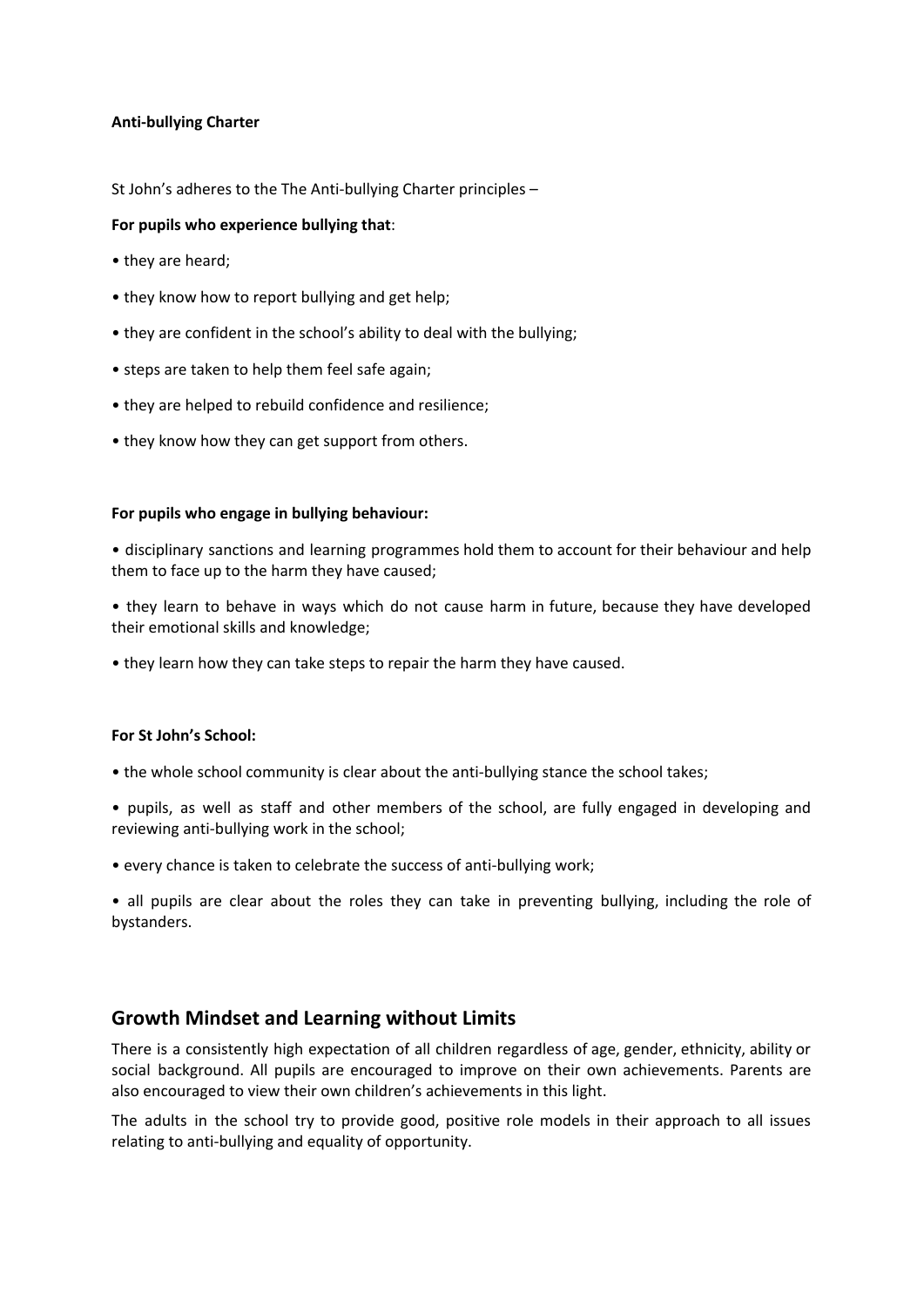**Anti-bullying Charter**

St John's adheres to the The Anti-bullying Charter principles –

**For pupils who experience bullying that**:

- they are heard;
- they know how to report bullying and get help;
- they are confident in the school's ability to deal with the bullying;
- steps are taken to help them feel safe again;
- they are helped to rebuild confidence and resilience;
- they know how they can get support from others.

**For pupils who engage in bullying behaviour:**

- disciplinary sanctions and learning programmes hold them to account for their behaviour and help them to face up to the harm they have caused;
- they learn to behave in ways which do not cause harm in future, because they have developed their emotional skills and knowledge;
- they learn how they can take steps to repair the harm they have caused.

**For St John's School:**

- the whole school community is clear about the anti-bullying stance the school takes;
- pupils, as well as staff and other members of the school, are fully engaged in developing and reviewing anti-bullying work in the school;
- every chance is taken to celebrate the success of anti-bullying work;
- all pupils are clear about the roles they can take in preventing bullying, including the role of bystanders.

## Growth Mindset and Learning without Limits

There is a consistently high expectation of all children regardless of age, gender, ethnicity, ability or social background. All pupils are encouraged to improve on their own achievements. Parents are also encouraged to view their own children's achievements in this light.

The adults in the school try to provide good, positive role models in their approach to all issues relating to anti-bullying and equality of opportunity.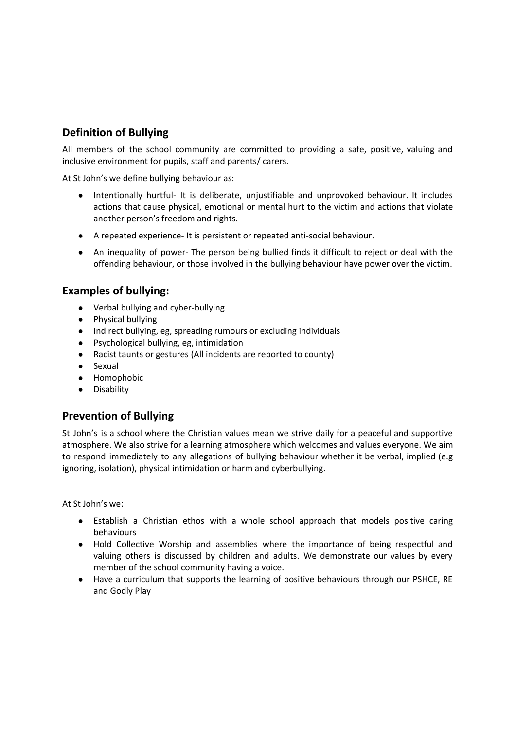## Definition of Bullying

All members of the school community are committed to providing a safe, positive, valuing and inclusive environment for pupils, staff and parents/ carers.

At St John's we define bullying behaviour as:

- Intentionally hurtful- It is deliberate, unjustifiable and unprovoked behaviour. It includes actions that cause physical, emotional or mental hurt to the victim and actions that violate another person's freedom and rights.
- A repeated experience- It is persistent or repeated anti-social behaviour.
- An inequality of power- The person being bullied finds it difficult to reject or deal with the offending behaviour, or those involved in the bullying behaviour have power over the victim.

## Examples of bullying:

- Verbal bullying and cyber-bullying
- Physical bullying
- Indirect bullying, eg, spreading rumours or excluding individuals
- Psychological bullying, eg, intimidation
- Racist taunts or gestures (All incidents are reported to county)
- Sexual
- Homophobic
- Disability

## Prevention of Bullying

St John's is a school where the Christian values mean we strive daily for a peaceful and supportive atmosphere. We also strive for a learning atmosphere which welcomes and values everyone. We aim to respond immediately to any allegations of bullying behaviour whether it be verbal, implied (e.g ignoring, isolation), physical intimidation or harm and cyberbullying.

At St John's we:

- Establish a Christian ethos with a whole school approach that models positive caring behaviours
- Hold Collective Worship and assemblies where the importance of being respectful and valuing others is discussed by children and adults. We demonstrate our values by every member of the school community having a voice.
- Have a curriculum that supports the learning of positive behaviours through our PSHCE, RE and Godly Play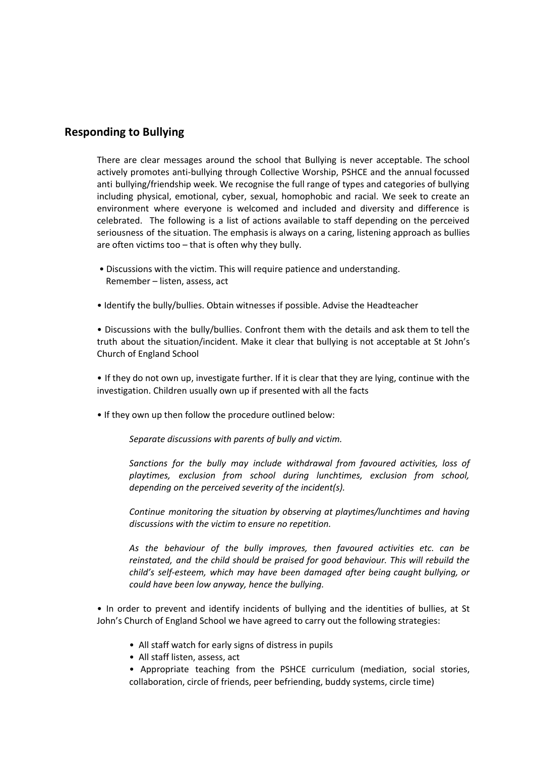## Responding to Bullying

There are clear messages around the school that Bullying is never acceptable. The school actively promotes anti-bullying through Collective Worship, PSHCE and the annual focussed anti bullying/friendship week. We recognise the full range of types and categories of bullying including physical, emotional, cyber, sexual, homophobic and racial. We seek to create an environment where everyone is welcomed and included and diversity and difference is celebrated. The following is a list of actions available to staff depending on the perceived seriousness of the situation. The emphasis is always on a caring, listening approach as bullies are often victims too – that is often why they bully.

- Discussions with the victim. This will require patience and understanding. Remember – listen, assess, act

- Identify the bully/bullies. Obtain witnesses if possible. Advise the Headteacher

- Discussions with the bully/bullies. Confront them with the details and ask them to tell the truth about the situation/incident. Make it clear that bullying is not acceptable at St John's Church of England School

- If they do not own up, investigate further. If it is clear that they are lying, continue with the investigation. Children usually own up if presented with all the facts

- If they own up then follow the procedure outlined below:

  *Separate discussions with parents of bully and victim.*

  *Sanctions for the bully may include withdrawal from favoured activities, loss of playtimes, exclusion from school during lunchtimes, exclusion from school, depending on the perceived severity of the incident(s).*

  *Continue monitoring the situation by observing at playtimes/lunchtimes and having discussions with the victim to ensure no repetition.*

  *As the behaviour of the bully improves, then favoured activities etc. can be reinstated, and the child should be praised for good behaviour. This will rebuild the child's self-esteem, which may have been damaged after being caught bullying, or could have been low anyway, hence the bullying.*

- In order to prevent and identify incidents of bullying and the identities of bullies, at St John's Church of England School we have agreed to carry out the following strategies:

  - All staff watch for early signs of distress in pupils
  - All staff listen, assess, act
  - Appropriate teaching from the PSHCE curriculum (mediation, social stories, collaboration, circle of friends, peer befriending, buddy systems, circle time)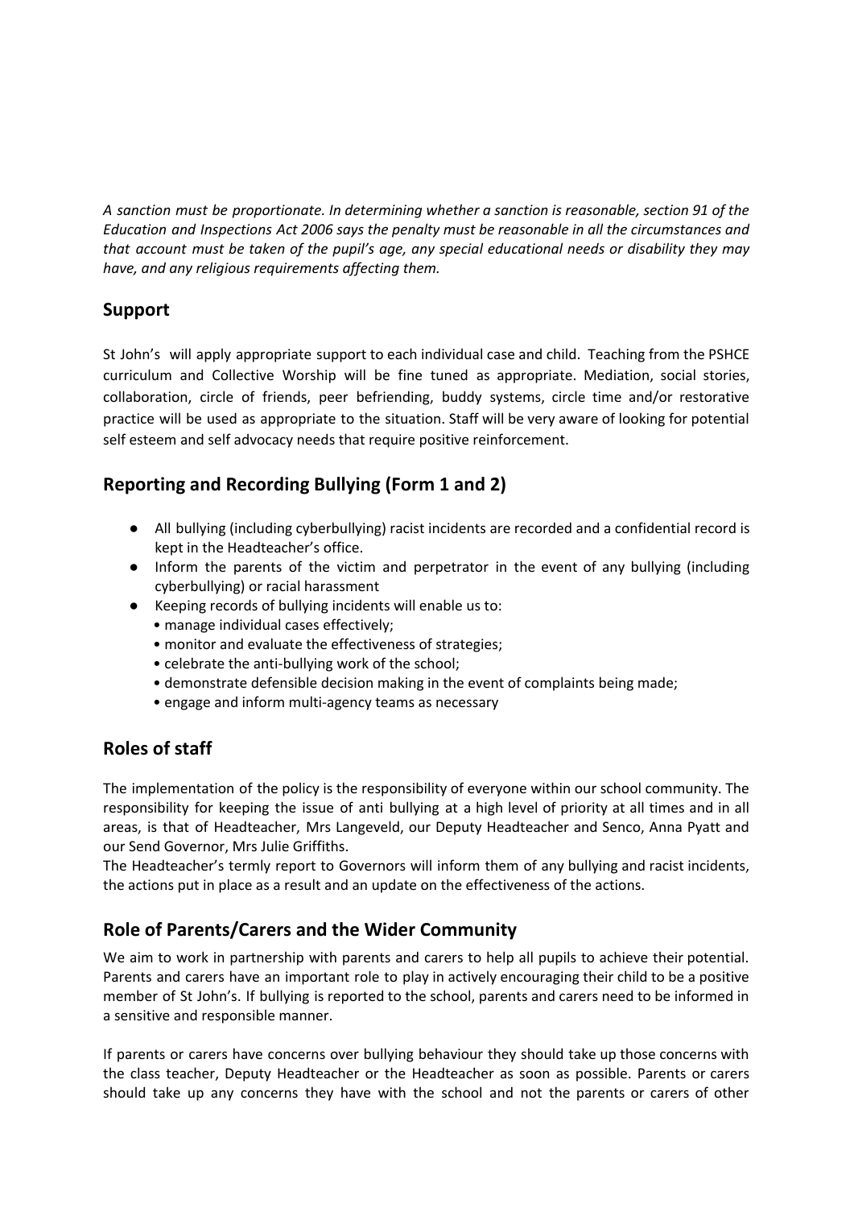*A sanction must be proportionate. In determining whether a sanction is reasonable, section 91 of the Education and Inspections Act 2006 says the penalty must be reasonable in all the circumstances and that account must be taken of the pupil's age, any special educational needs or disability they may have, and any religious requirements affecting them.*

## Support

St John's will apply appropriate support to each individual case and child. Teaching from the PSHCE curriculum and Collective Worship will be fine tuned as appropriate. Mediation, social stories, collaboration, circle of friends, peer befriending, buddy systems, circle time and/or restorative practice will be used as appropriate to the situation. Staff will be very aware of looking for potential self esteem and self advocacy needs that require positive reinforcement.

## Reporting and Recording Bullying (Form 1 and 2)

- All bullying (including cyberbullying) racist incidents are recorded and a confidential record is kept in the Headteacher's office.
- Inform the parents of the victim and perpetrator in the event of any bullying (including cyberbullying) or racial harassment
- Keeping records of bullying incidents will enable us to:
  - manage individual cases effectively;
  - monitor and evaluate the effectiveness of strategies;
  - celebrate the anti-bullying work of the school;
  - demonstrate defensible decision making in the event of complaints being made;
  - engage and inform multi-agency teams as necessary

## Roles of staff

The implementation of the policy is the responsibility of everyone within our school community. The responsibility for keeping the issue of anti bullying at a high level of priority at all times and in all areas, is that of Headteacher, Mrs Langeveld, our Deputy Headteacher and Senco, Anna Pyatt and our Send Governor, Mrs Julie Griffiths.

The Headteacher's termly report to Governors will inform them of any bullying and racist incidents, the actions put in place as a result and an update on the effectiveness of the actions.

## Role of Parents/Carers and the Wider Community

We aim to work in partnership with parents and carers to help all pupils to achieve their potential. Parents and carers have an important role to play in actively encouraging their child to be a positive member of St John's. If bullying is reported to the school, parents and carers need to be informed in a sensitive and responsible manner.

If parents or carers have concerns over bullying behaviour they should take up those concerns with the class teacher, Deputy Headteacher or the Headteacher as soon as possible. Parents or carers should take up any concerns they have with the school and not the parents or carers of other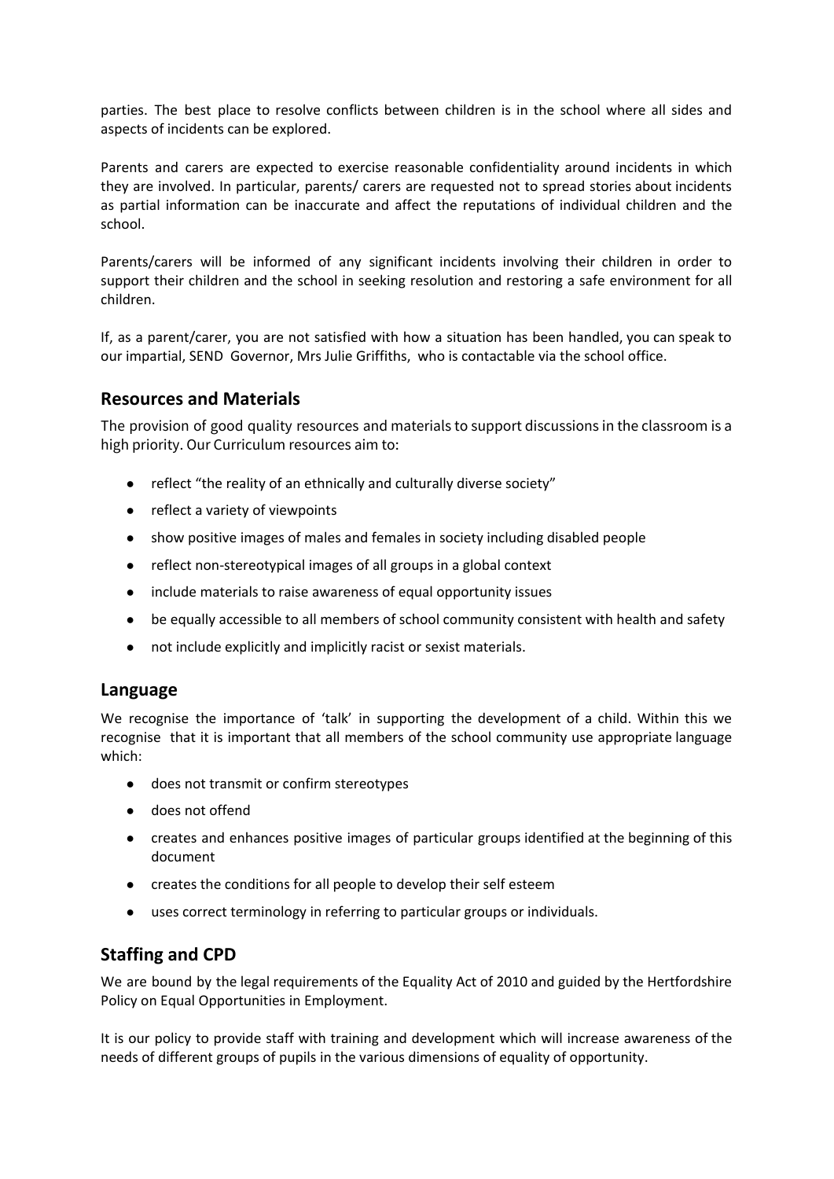parties. The best place to resolve conflicts between children is in the school where all sides and aspects of incidents can be explored.

Parents and carers are expected to exercise reasonable confidentiality around incidents in which they are involved. In particular, parents/ carers are requested not to spread stories about incidents as partial information can be inaccurate and affect the reputations of individual children and the school.

Parents/carers will be informed of any significant incidents involving their children in order to support their children and the school in seeking resolution and restoring a safe environment for all children.

If, as a parent/carer, you are not satisfied with how a situation has been handled, you can speak to our impartial, SEND Governor, Mrs Julie Griffiths, who is contactable via the school office.

## Resources and Materials

The provision of good quality resources and materials to support discussions in the classroom is a high priority. Our Curriculum resources aim to:

- reflect "the reality of an ethnically and culturally diverse society"
- reflect a variety of viewpoints
- show positive images of males and females in society including disabled people
- reflect non-stereotypical images of all groups in a global context
- include materials to raise awareness of equal opportunity issues
- be equally accessible to all members of school community consistent with health and safety
- not include explicitly and implicitly racist or sexist materials.

## Language

We recognise the importance of 'talk' in supporting the development of a child. Within this we recognise that it is important that all members of the school community use appropriate language which:

- does not transmit or confirm stereotypes
- does not offend
- creates and enhances positive images of particular groups identified at the beginning of this document
- creates the conditions for all people to develop their self esteem
- uses correct terminology in referring to particular groups or individuals.

## Staffing and CPD

We are bound by the legal requirements of the Equality Act of 2010 and guided by the Hertfordshire Policy on Equal Opportunities in Employment.

It is our policy to provide staff with training and development which will increase awareness of the needs of different groups of pupils in the various dimensions of equality of opportunity.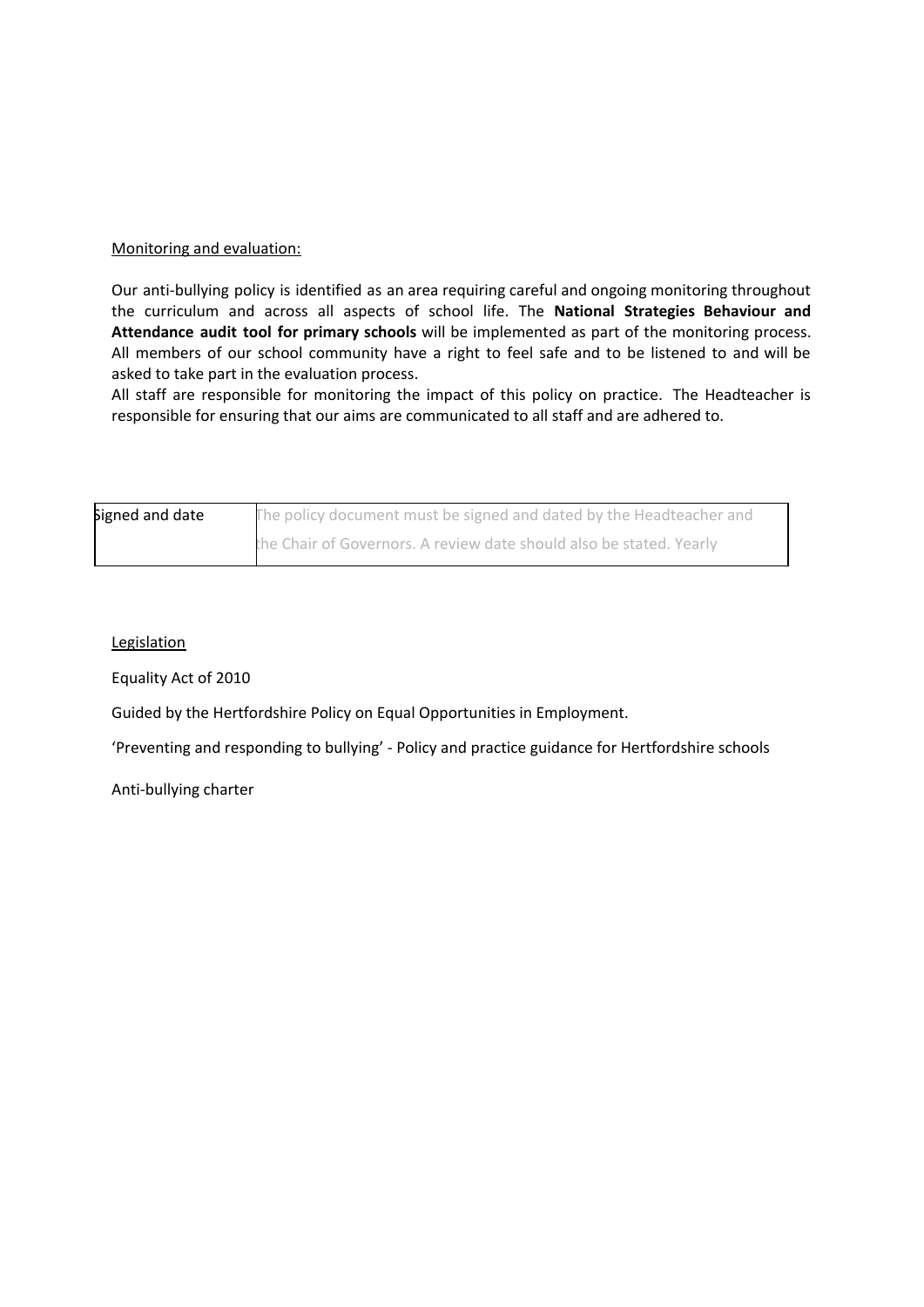Monitoring and evaluation:

Our anti-bullying policy is identified as an area requiring careful and ongoing monitoring throughout the curriculum and across all aspects of school life. The **National Strategies Behaviour and Attendance audit tool for primary schools** will be implemented as part of the monitoring process. All members of our school community have a right to feel safe and to be listened to and will be asked to take part in the evaluation process.
All staff are responsible for monitoring the impact of this policy on practice. The Headteacher is responsible for ensuring that our aims are communicated to all staff and are adhered to.

| | |
|---|---|
| Signed and date | The policy document must be signed and dated by the Headteacher and the Chair of Governors. A review date should also be stated. Yearly |

Legislation

Equality Act of 2010

Guided by the Hertfordshire Policy on Equal Opportunities in Employment.

'Preventing and responding to bullying' - Policy and practice guidance for Hertfordshire schools

Anti-bullying charter